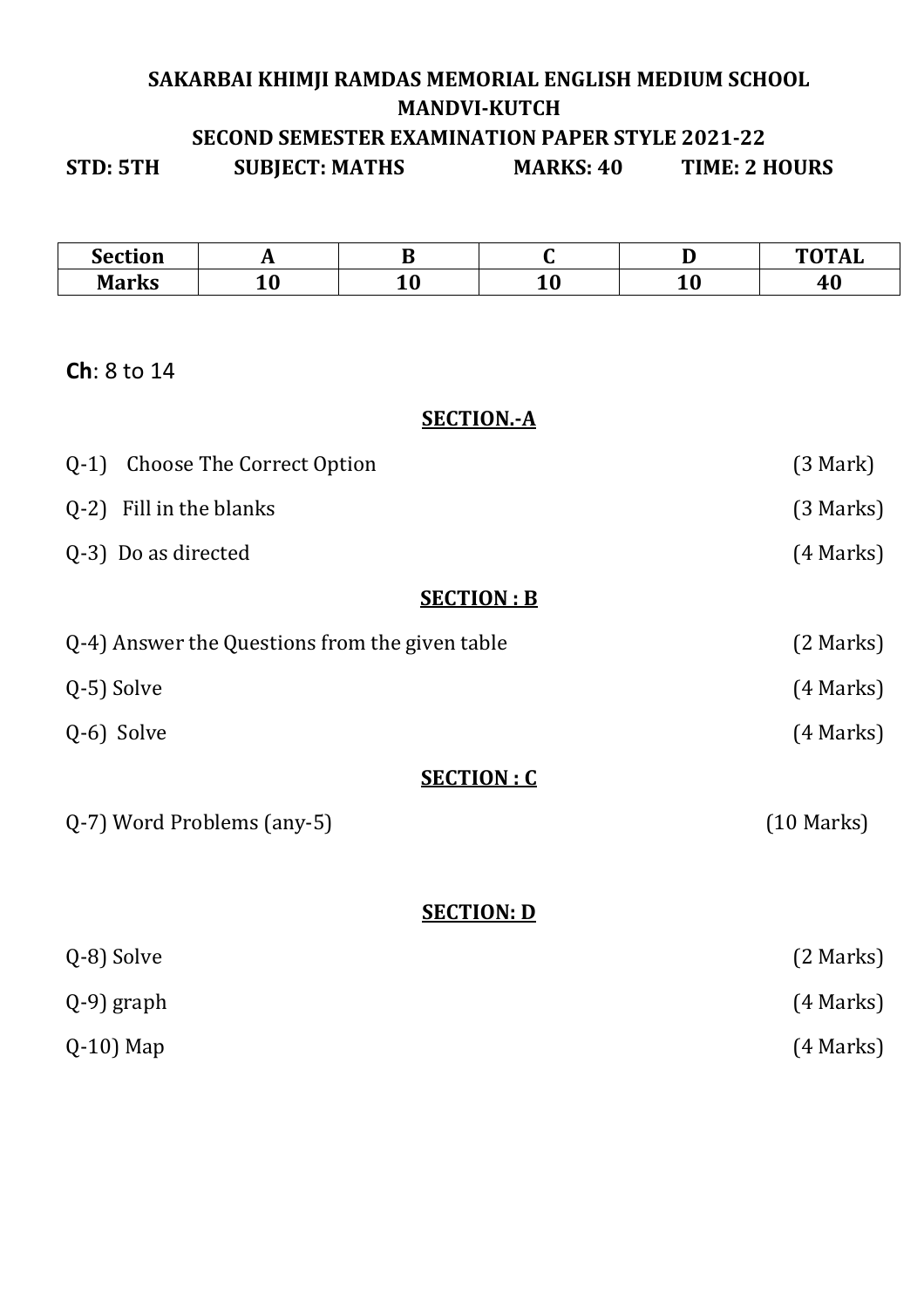# SAKARBAI KHIMJI RAMDAS MEMORIAL ENGLISH MEDIUM SCHOOL
## MANDVI-KUTCH
### SECOND SEMESTER EXAMINATION PAPER STYLE 2021-22

**STD: 5TH** **SUBJECT: MATHS** **MARKS: 40** **TIME: 2 HOURS**

| Section | A | B | C | D | TOTAL |
|---|---|---|---|---|---|
| Marks | 10 | 10 | 10 | 10 | 40 |

**Ch**: 8 to 14

## SECTION.-A

Q-1) Choose The Correct Option (3 Mark)

Q-2) Fill in the blanks (3 Marks)

Q-3) Do as directed (4 Marks)

## SECTION : B

Q-4) Answer the Questions from the given table (2 Marks)

Q-5) Solve (4 Marks)

Q-6) Solve (4 Marks)

## SECTION : C

Q-7) Word Problems (any-5) (10 Marks)

## SECTION: D

Q-8) Solve (2 Marks)

Q-9) graph (4 Marks)

Q-10) Map (4 Marks)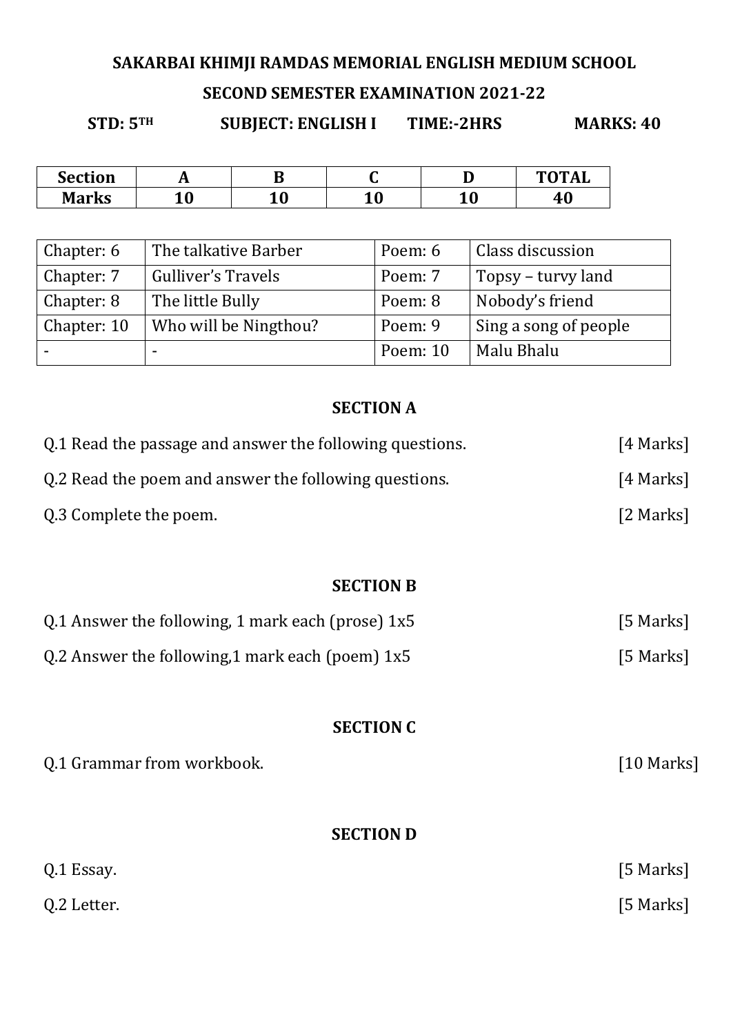**SAKARBAI KHIMJI RAMDAS MEMORIAL ENGLISH MEDIUM SCHOOL**

**SECOND SEMESTER EXAMINATION 2021-22**

**STD: 5TH SUBJECT: ENGLISH I TIME:-2HRS MARKS: 40**

| Section | A | B | C | D | TOTAL |
|---|---|---|---|---|---|
| Marks | 10 | 10 | 10 | 10 | 40 |

| Chapter: 6 | The talkative Barber | Poem: 6 | Class discussion |
|---|---|---|---|
| Chapter: 7 | Gulliver's Travels | Poem: 7 | Topsy – turvy land |
| Chapter: 8 | The little Bully | Poem: 8 | Nobody's friend |
| Chapter: 10 | Who will be Ningthou? | Poem: 9 | Sing a song of people |
| - | - | Poem: 10 | Malu Bhalu |

## SECTION A

Q.1 Read the passage and answer the following questions. [4 Marks]

Q.2 Read the poem and answer the following questions. [4 Marks]

Q.3 Complete the poem. [2 Marks]

## SECTION B

Q.1 Answer the following, 1 mark each (prose) 1x5 [5 Marks]

Q.2 Answer the following,1 mark each (poem) 1x5 [5 Marks]

## SECTION C

Q.1 Grammar from workbook. [10 Marks]

## SECTION D

Q.1 Essay. [5 Marks]

Q.2 Letter. [5 Marks]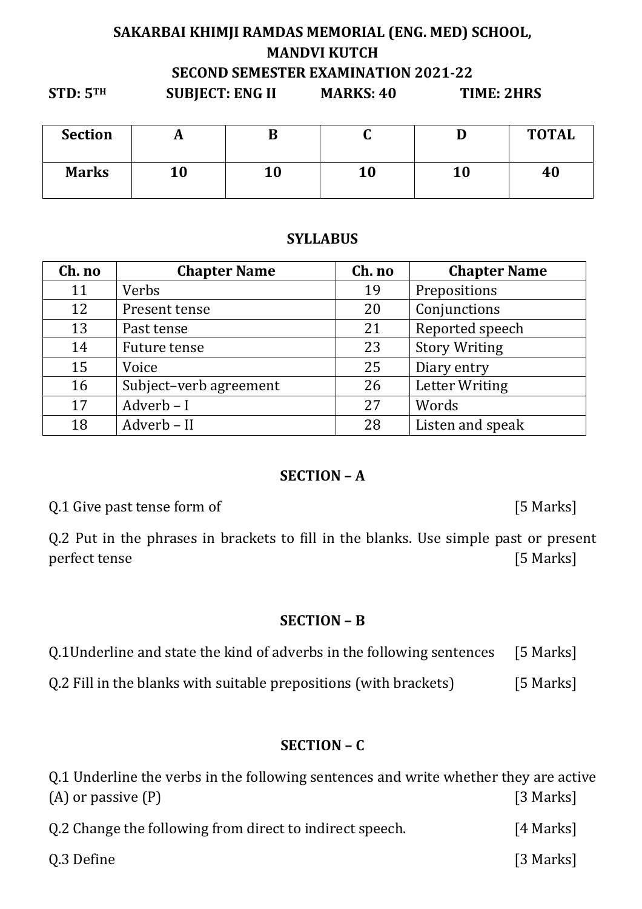# SAKARBAI KHIMJI RAMDAS MEMORIAL (ENG. MED) SCHOOL, MANDVI KUTCH

## SECOND SEMESTER EXAMINATION 2021-22

**STD: 5TH** **SUBJECT: ENG II** **MARKS: 40** **TIME: 2HRS**

| Section | A | B | C | D | TOTAL |
|---|---|---|---|---|---|
| Marks | 10 | 10 | 10 | 10 | 40 |

### SYLLABUS

| Ch. no | Chapter Name | Ch. no | Chapter Name |
|---|---|---|---|
| 11 | Verbs | 19 | Prepositions |
| 12 | Present tense | 20 | Conjunctions |
| 13 | Past tense | 21 | Reported speech |
| 14 | Future tense | 23 | Story Writing |
| 15 | Voice | 25 | Diary entry |
| 16 | Subject–verb agreement | 26 | Letter Writing |
| 17 | Adverb – I | 27 | Words |
| 18 | Adverb – II | 28 | Listen and speak |

### SECTION – A

Q.1 Give past tense form of [5 Marks]

Q.2 Put in the phrases in brackets to fill in the blanks. Use simple past or present perfect tense [5 Marks]

### SECTION – B

Q.1Underline and state the kind of adverbs in the following sentences [5 Marks]

Q.2 Fill in the blanks with suitable prepositions (with brackets) [5 Marks]

### SECTION – C

Q.1 Underline the verbs in the following sentences and write whether they are active (A) or passive (P) [3 Marks]

Q.2 Change the following from direct to indirect speech. [4 Marks]

Q.3 Define [3 Marks]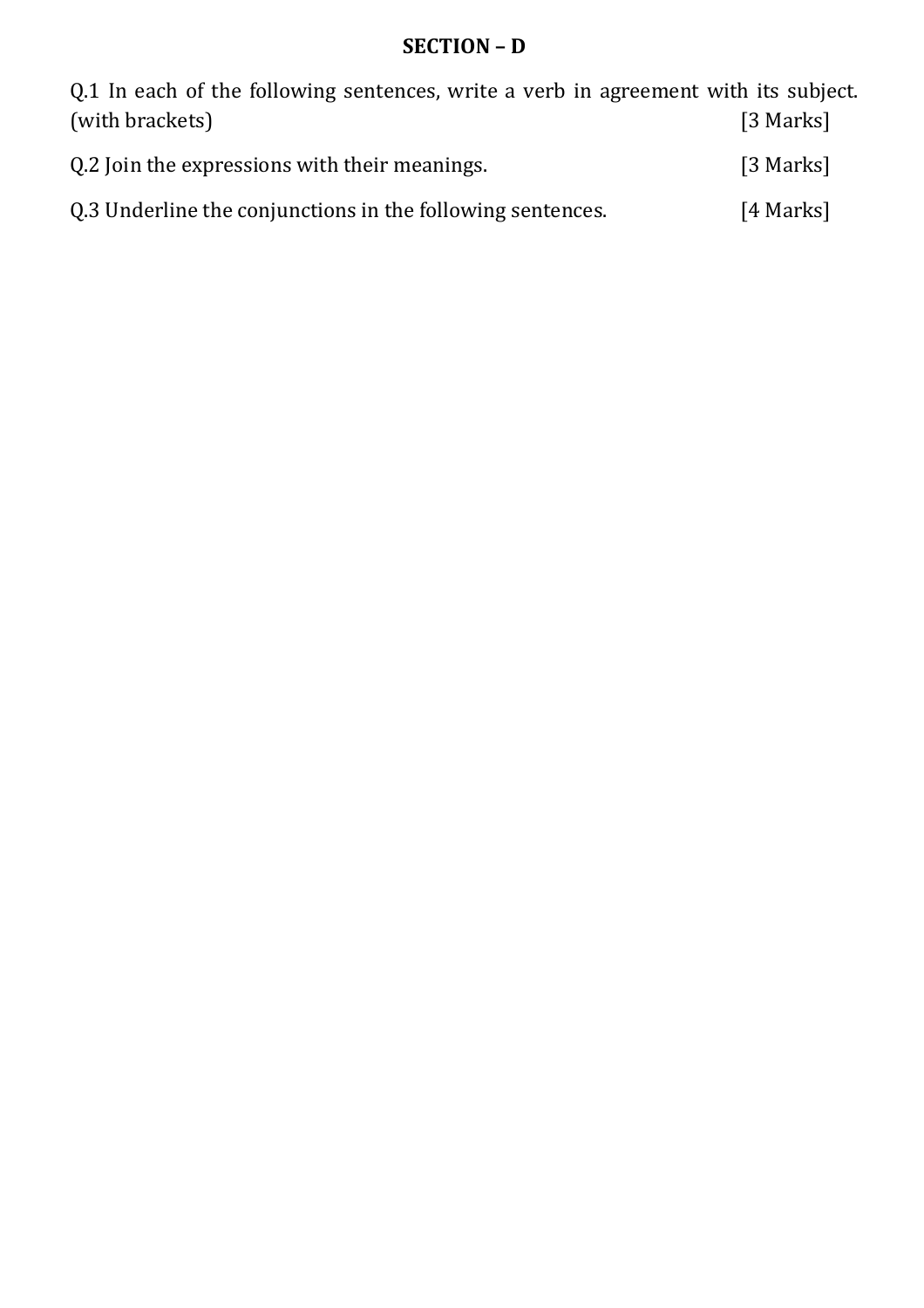## SECTION – D

Q.1 In each of the following sentences, write a verb in agreement with its subject. (with brackets) [3 Marks]

Q.2 Join the expressions with their meanings. [3 Marks]

Q.3 Underline the conjunctions in the following sentences. [4 Marks]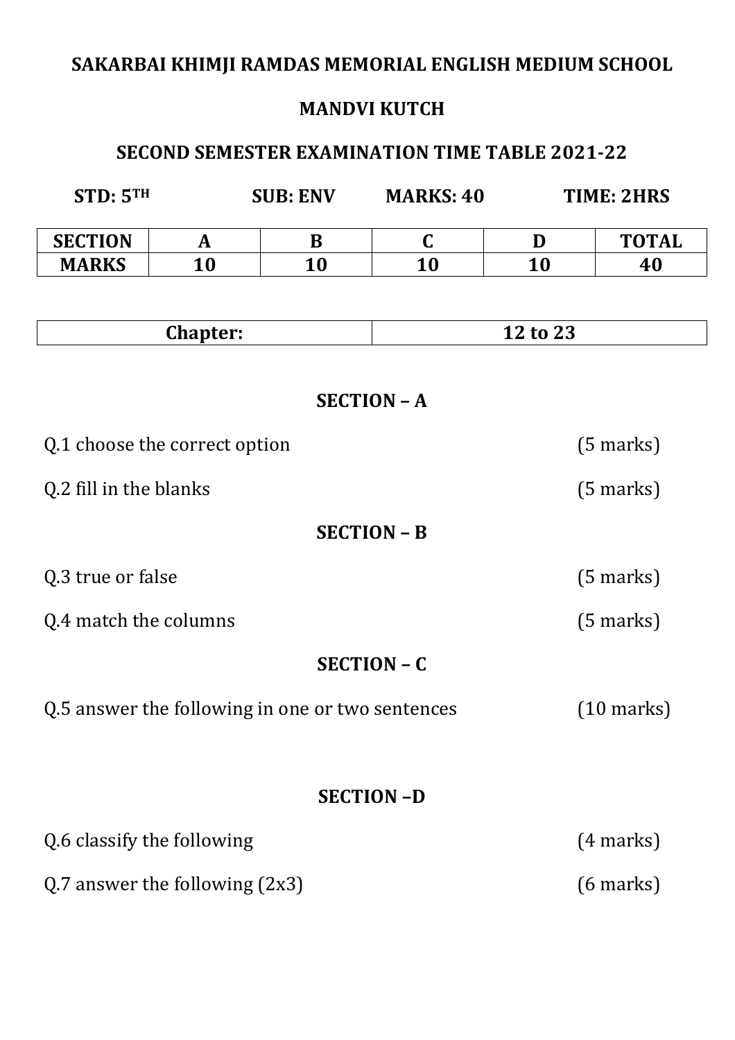# SAKARBAI KHIMJI RAMDAS MEMORIAL ENGLISH MEDIUM SCHOOL

## MANDVI KUTCH

## SECOND SEMESTER EXAMINATION TIME TABLE 2021-22

**STD: 5TH** **SUB: ENV** **MARKS: 40** **TIME: 2HRS**

| SECTION | A | B | C | D | TOTAL |
|---|---|---|---|---|---|
| MARKS | 10 | 10 | 10 | 10 | 40 |

| Chapter: | 12 to 23 |
|---|---|

### SECTION – A

Q.1 choose the correct option (5 marks)

Q.2 fill in the blanks (5 marks)

### SECTION – B

Q.3 true or false (5 marks)

Q.4 match the columns (5 marks)

### SECTION – C

Q.5 answer the following in one or two sentences (10 marks)

### SECTION –D

Q.6 classify the following (4 marks)

Q.7 answer the following (2x3) (6 marks)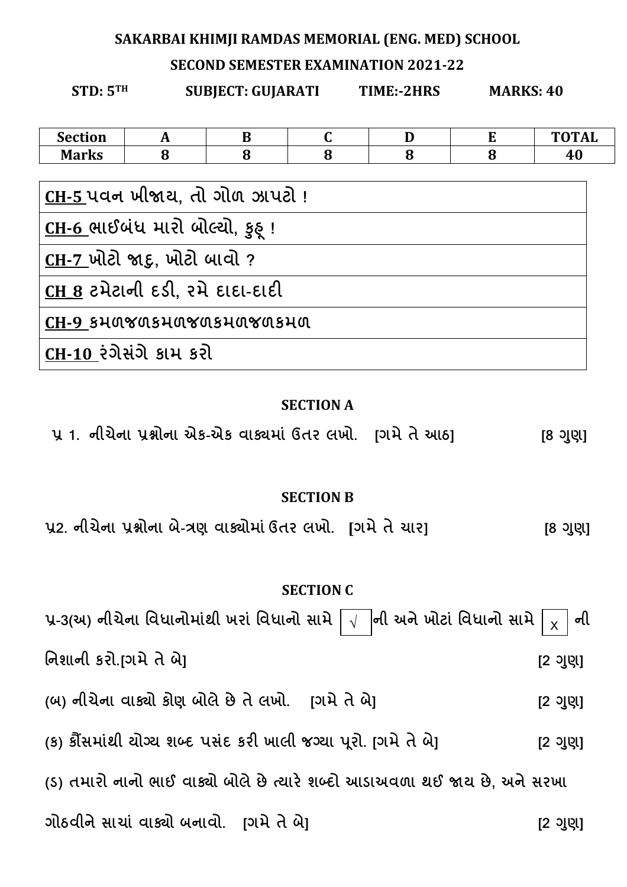**SAKARBAI KHIMJI RAMDAS MEMORIAL (ENG. MED) SCHOOL**

**SECOND SEMESTER EXAMINATION 2021-22**

**STD: 5TH** **SUBJECT: GUJARATI** **TIME:-2HRS** **MARKS: 40**

| Section | A | B | C | D | E | TOTAL |
|---|---|---|---|---|---|---|
| Marks | 8 | 8 | 8 | 8 | 8 | 40 |

| |
|---|
| CH-5 પવન ખીજાય, તો ગોળ ઝાપટો ! |
| CH-6 ભાઈબંધ મારો બોલ્યો, કુહૂ ! |
| CH-7 ખોટો જાદુ, ખોટો બાવો ? |
| CH 8 ટમેટાની દડી, રમે દાદા-દાદી |
| CH-9 કમળજળકમળજળકમળજળકમળ |
| CH-10 રંગેસંગે કામ કરો |

## SECTION A

પ્ર 1. નીચેના પ્રશ્નોના એક-એક વાક્યમાં ઉત્તર લખો. [ગમે તે આઠ] [8 ગુણ]

## SECTION B

પ્ર2. નીચેના પ્રશ્નોના બે-ત્રણ વાક્યોમાં ઉત્તર લખો. [ગમે તે ચાર] [8 ગુણ]

## SECTION C

પ્ર-3(અ) નીચેના વિધાનોમાંથી ખરાં વિધાનો સામે [√] ની અને ખોટાં વિધાનો સામે [x] ની નિશાની કરો.[ગમે તે બે] [2 ગુણ]

(બ) નીચેના વાક્યો કોણ બોલે છે તે લખો. [ગમે તે બે] [2 ગુણ]

(ક) કૌંસમાંથી યોગ્ય શબ્દ પસંદ કરી ખાલી જગ્યા પૂરો. [ગમે તે બે] [2 ગુણ]

(ડ) તમારો નાનો ભાઈ વાક્યો બોલે છે ત્યારે શબ્દો આડાઅવળા થઈ જાય છે, અને સરખા ગોઠવીને સાચાં વાક્યો બનાવો. [ગમે તે બે] [2 ગુણ]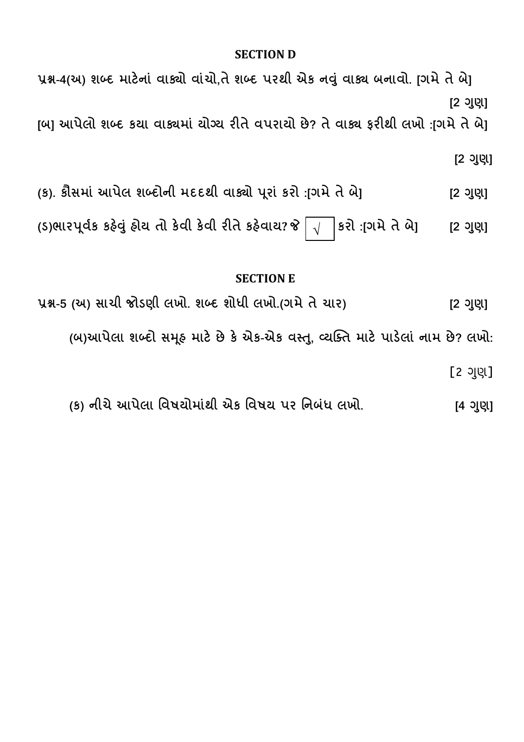## SECTION D

પ્રશ્ન-4(અ) શબ્દ માટેનાં વાક્યો વાંચો,તે શબ્દ પરથી એક નવું વાક્ય બનાવો. [ગમે તે બે]

[2 ગુણ]

[બ] આપેલો શબ્દ કયા વાક્યમાં યોગ્ય રીતે વપરાયો છે? તે વાક્ય ફરીથી લખો :[ગમે તે બે]

[2 ગુણ]

(ક). કૌસમાં આપેલ શબ્દોની મદદથી વાક્યો પૂરાં કરો :[ગમે તે બે] [2 ગુણ]

(ડ)ભારપૂર્વક કહેવું હોય તો કેવી કેવી રીતે કહેવાય? જે √ કરો :[ગમે તે બે] [2 ગુણ]

## SECTION E

પ્રશ્ન-5 (અ) સાચી જોડણી લખો. શબ્દ શોધી લખો.(ગમે તે ચાર) [2 ગુણ]

(બ)આપેલા શબ્દો સમૂહ માટે છે કે એક-એક વસ્તુ, વ્યક્તિ માટે પાડેલાં નામ છે? લખો:

[2 ગુણ]

(ક) નીચે આપેલા વિષયોમાંથી એક વિષય પર નિબંધ લખો. [4 ગુણ]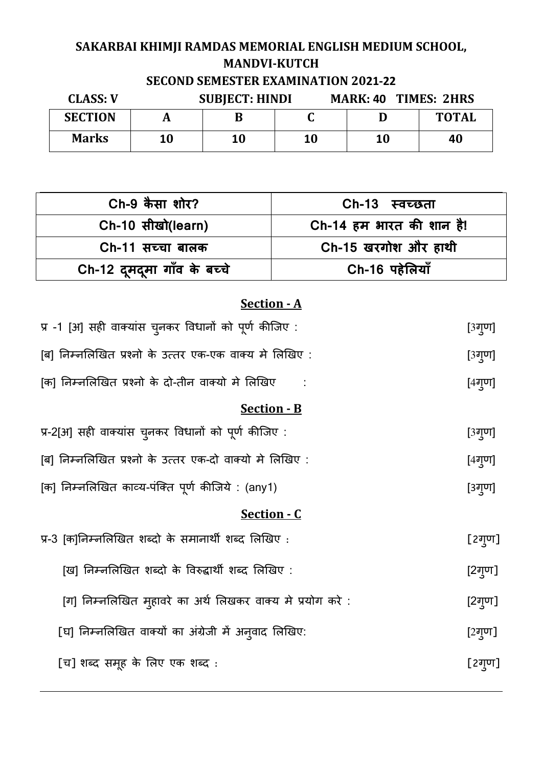**SAKARBAI KHIMJI RAMDAS MEMORIAL ENGLISH MEDIUM SCHOOL, MANDVI-KUTCH**

**SECOND SEMESTER EXAMINATION 2021-22**

**CLASS: V** **SUBJECT: HINDI** **MARK: 40 TIMES: 2HRS**

| SECTION | A | B | C | D | TOTAL |
|---|---|---|---|---|---|
| Marks | 10 | 10 | 10 | 10 | 40 |

| Ch-9 कैसा शोर? | Ch-13 स्वच्छता |
|---|---|
| Ch-10 सीखो(learn) | Ch-14 हम भारत की शान है! |
| Ch-11 सच्चा बालक | Ch-15 खरगोश और हाथी |
| Ch-12 दूमदूमा गाँव के बच्चे | Ch-16 पहेलियाँ |

## Section - A

प्र -1 [अ] सही वाक्यांस चुनकर विधानों को पूर्ण कीजिए : [3गुण]

[ब] निम्नलिखित प्रश्नो के उत्तर एक-एक वाक्य मे लिखिए : [3गुण]

[क] निम्नलिखित प्रश्नो के दो-तीन वाक्यो मे लिखिए : [4गुण]

## Section - B

प्र-2[अ] सही वाक्यांस चुनकर विधानों को पूर्ण कीजिए : [3गुण]

[ब] निम्नलिखित प्रश्नो के उत्तर एक-दो वाक्यो मे लिखिए : [4गुण]

[क] निम्नलिखित काव्य-पंक्ति पूर्ण कीजिये : (any1) [3गुण]

## Section - C

प्र-3 [क]निम्नलिखित शब्दो के समानार्थी शब्द लिखिए : [2गुण]

[ख] निम्नलिखित शब्दो के विरुद्धार्थी शब्द लिखिए : [2गुण]

[ग] निम्नलिखित मुहावरे का अर्थ लिखकर वाक्य मे प्रयोग करे : [2गुण]

[घ] निम्नलिखित वाक्यों का अंग्रेजी में अनुवाद लिखिए: [2गुण]

[च] शब्द समूह के लिए एक शब्द : [2गुण]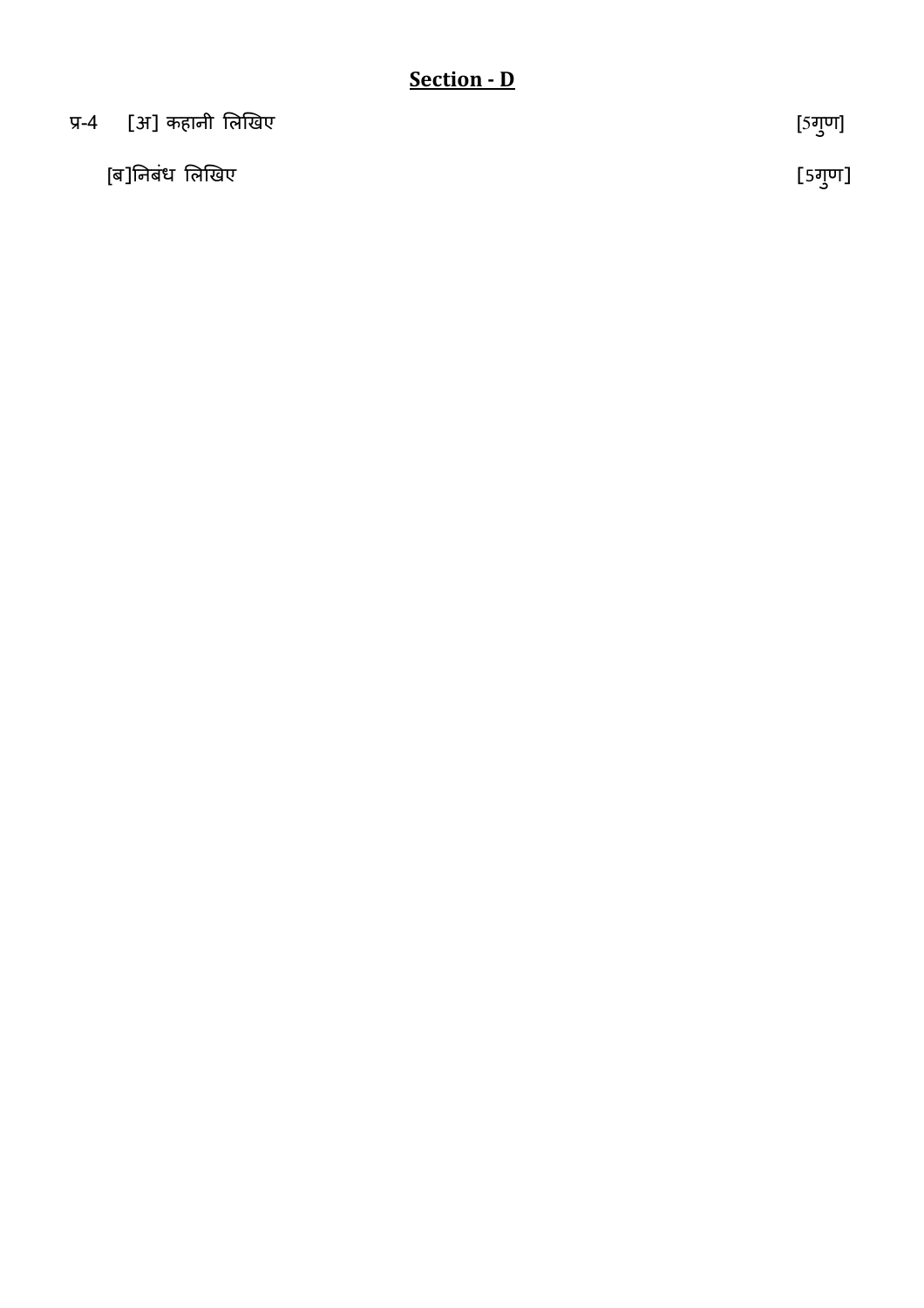## Section - D

प्र-4 [अ] कहानी लिखिए [5गुण]

[ब]निबंध लिखिए [5गुण]